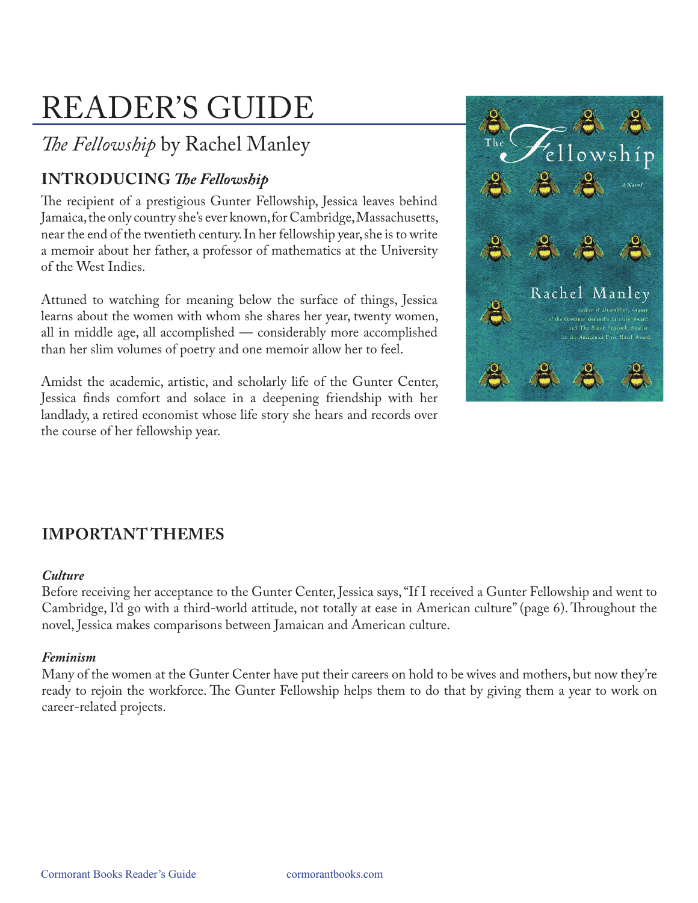# READER'S GUIDE

## *The Fellowship* by Rachel Manley

### INTRODUCING *The Fellowship*

The recipient of a prestigious Gunter Fellowship, Jessica leaves behind Jamaica, the only country she's ever known, for Cambridge, Massachusetts, near the end of the twentieth century. In her fellowship year, she is to write a memoir about her father, a professor of mathematics at the University of the West Indies.

Attuned to watching for meaning below the surface of things, Jessica learns about the women with whom she shares her year, twenty women, all in middle age, all accomplished — considerably more accomplished than her slim volumes of poetry and one memoir allow her to feel.

Amidst the academic, artistic, and scholarly life of the Gunter Center, Jessica finds comfort and solace in a deepening friendship with her landlady, a retired economist whose life story she hears and records over the course of her fellowship year.

### IMPORTANT THEMES

***Culture***

Before receiving her acceptance to the Gunter Center, Jessica says, "If I received a Gunter Fellowship and went to Cambridge, I'd go with a third-world attitude, not totally at ease in American culture" (page 6). Throughout the novel, Jessica makes comparisons between Jamaican and American culture.

***Feminism***

Many of the women at the Gunter Center have put their careers on hold to be wives and mothers, but now they're ready to rejoin the workforce. The Gunter Fellowship helps them to do that by giving them a year to work on career-related projects.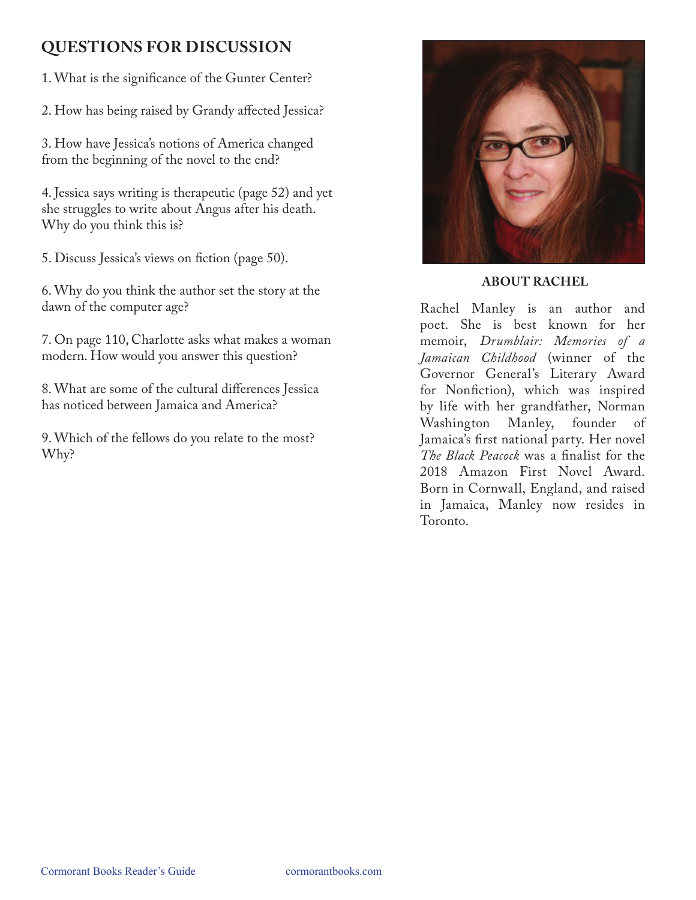## QUESTIONS FOR DISCUSSION

1. What is the significance of the Gunter Center?

2. How has being raised by Grandy affected Jessica?

3. How have Jessica's notions of America changed from the beginning of the novel to the end?

4. Jessica says writing is therapeutic (page 52) and yet she struggles to write about Angus after his death. Why do you think this is?

5. Discuss Jessica's views on fiction (page 50).

6. Why do you think the author set the story at the dawn of the computer age?

7. On page 110, Charlotte asks what makes a woman modern. How would you answer this question?

8. What are some of the cultural differences Jessica has noticed between Jamaica and America?

9. Which of the fellows do you relate to the most? Why?

**ABOUT RACHEL**

Rachel Manley is an author and poet. She is best known for her memoir, *Drumblair: Memories of a Jamaican Childhood* (winner of the Governor General's Literary Award for Nonfiction), which was inspired by life with her grandfather, Norman Washington Manley, founder of Jamaica's first national party. Her novel *The Black Peacock* was a finalist for the 2018 Amazon First Novel Award. Born in Cornwall, England, and raised in Jamaica, Manley now resides in Toronto.